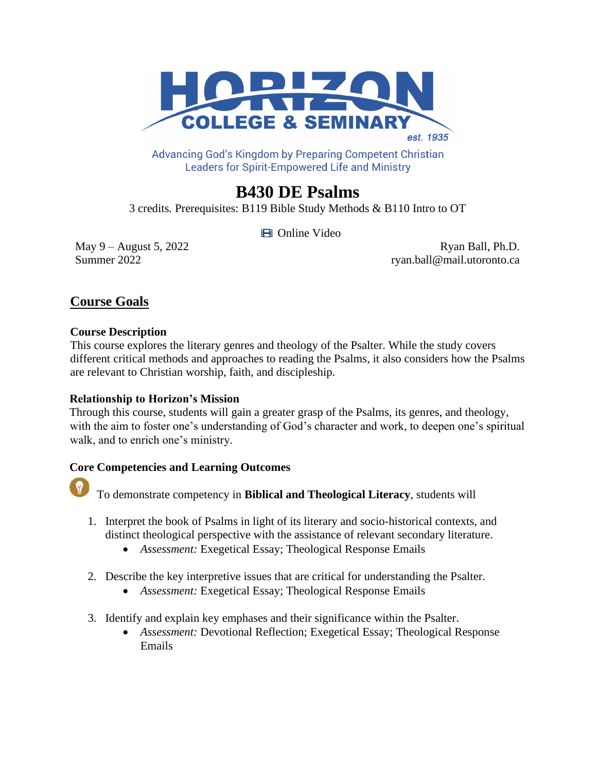HORIZON COLLEGE & SEMINARY

est. 1935

Advancing God's Kingdom by Preparing Competent Christian Leaders for Spirit-Empowered Life and Ministry

# B430 DE Psalms

3 credits. Prerequisites: B119 Bible Study Methods & B110 Intro to OT

🎞 Online Video

May 9 – August 5, 2022
Summer 2022

Ryan Ball, Ph.D.
ryan.ball@mail.utoronto.ca

## Course Goals

### Course Description

This course explores the literary genres and theology of the Psalter. While the study covers different critical methods and approaches to reading the Psalms, it also considers how the Psalms are relevant to Christian worship, faith, and discipleship.

### Relationship to Horizon's Mission

Through this course, students will gain a greater grasp of the Psalms, its genres, and theology, with the aim to foster one's understanding of God's character and work, to deepen one's spiritual walk, and to enrich one's ministry.

### Core Competencies and Learning Outcomes

To demonstrate competency in **Biblical and Theological Literacy**, students will

1. Interpret the book of Psalms in light of its literary and socio-historical contexts, and distinct theological perspective with the assistance of relevant secondary literature.
   - *Assessment:* Exegetical Essay; Theological Response Emails
2. Describe the key interpretive issues that are critical for understanding the Psalter.
   - *Assessment:* Exegetical Essay; Theological Response Emails
3. Identify and explain key emphases and their significance within the Psalter.
   - *Assessment:* Devotional Reflection; Exegetical Essay; Theological Response Emails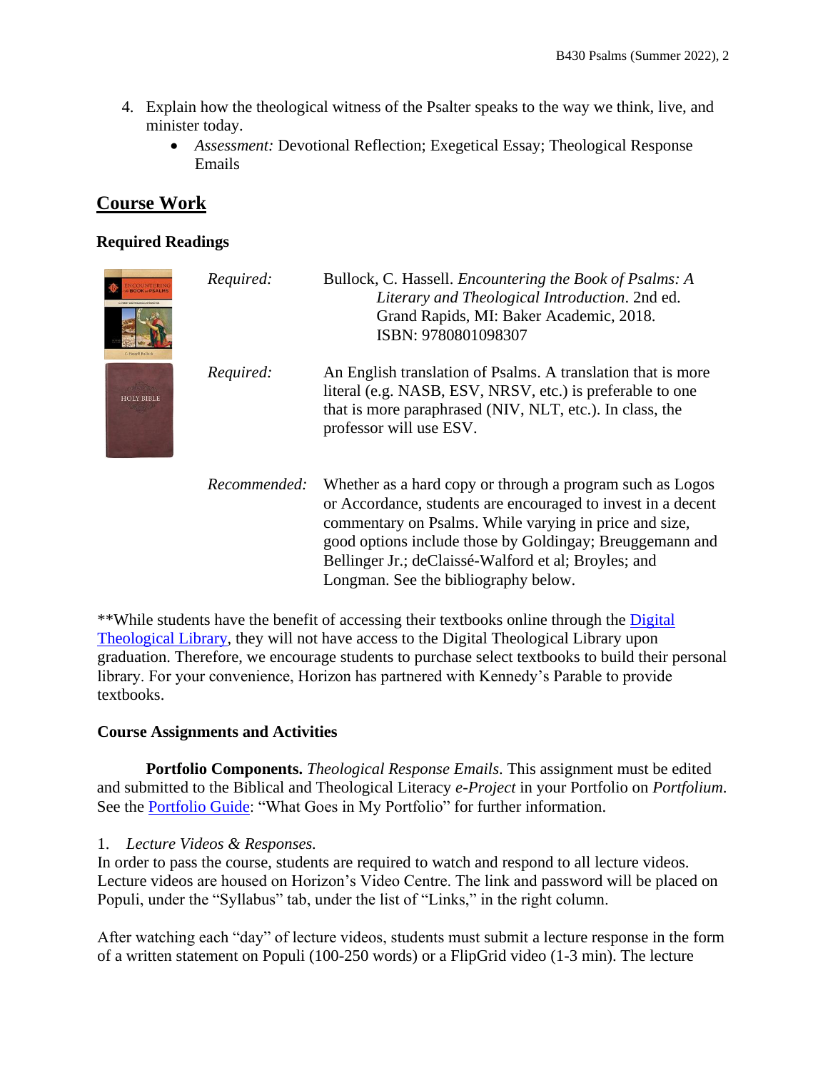4. Explain how the theological witness of the Psalter speaks to the way we think, live, and minister today.
    - *Assessment:* Devotional Reflection; Exegetical Essay; Theological Response Emails

## Course Work

### Required Readings

*Required:* Bullock, C. Hassell. *Encountering the Book of Psalms: A Literary and Theological Introduction*. 2nd ed. Grand Rapids, MI: Baker Academic, 2018. ISBN: 9780801098307

*Required:* An English translation of Psalms. A translation that is more literal (e.g. NASB, ESV, NRSV, etc.) is preferable to one that is more paraphrased (NIV, NLT, etc.). In class, the professor will use ESV.

*Recommended:* Whether as a hard copy or through a program such as Logos or Accordance, students are encouraged to invest in a decent commentary on Psalms. While varying in price and size, good options include those by Goldingay; Breuggemann and Bellinger Jr.; deClaissé-Walford et al; Broyles; and Longman. See the bibliography below.

**While students have the benefit of accessing their textbooks online through the Digital Theological Library, they will not have access to the Digital Theological Library upon graduation. Therefore, we encourage students to purchase select textbooks to build their personal library. For your convenience, Horizon has partnered with Kennedy's Parable to provide textbooks.

### Course Assignments and Activities

**Portfolio Components.** *Theological Response Emails*. This assignment must be edited and submitted to the Biblical and Theological Literacy *e-Project* in your Portfolio on *Portfolium*. See the Portfolio Guide: "What Goes in My Portfolio" for further information.

1. *Lecture Videos & Responses.*

In order to pass the course, students are required to watch and respond to all lecture videos. Lecture videos are housed on Horizon's Video Centre. The link and password will be placed on Populi, under the "Syllabus" tab, under the list of "Links," in the right column.

After watching each "day" of lecture videos, students must submit a lecture response in the form of a written statement on Populi (100-250 words) or a FlipGrid video (1-3 min). The lecture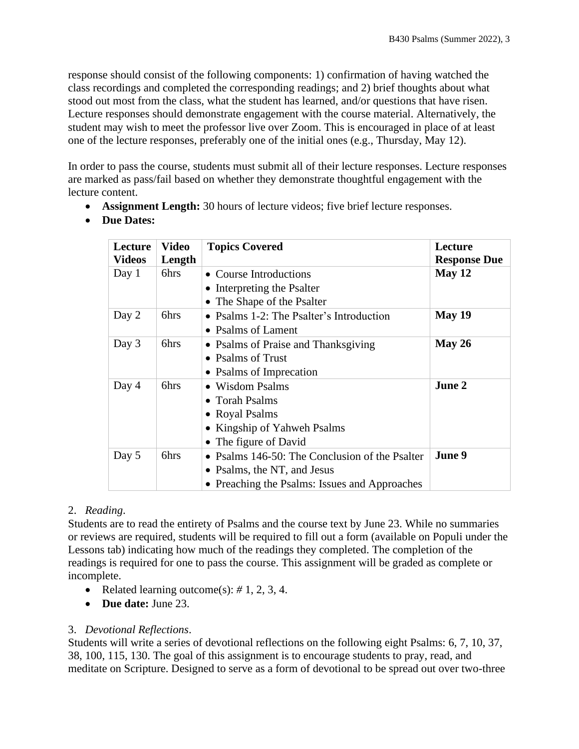response should consist of the following components: 1) confirmation of having watched the class recordings and completed the corresponding readings; and 2) brief thoughts about what stood out most from the class, what the student has learned, and/or questions that have risen. Lecture responses should demonstrate engagement with the course material. Alternatively, the student may wish to meet the professor live over Zoom. This is encouraged in place of at least one of the lecture responses, preferably one of the initial ones (e.g., Thursday, May 12).

In order to pass the course, students must submit all of their lecture responses. Lecture responses are marked as pass/fail based on whether they demonstrate thoughtful engagement with the lecture content.

- **Assignment Length:** 30 hours of lecture videos; five brief lecture responses.
- **Due Dates:**

| Lecture Videos | Video Length | Topics Covered | Lecture Response Due |
|---|---|---|---|
| Day 1 | 6hrs | • Course Introductions<br>• Interpreting the Psalter<br>• The Shape of the Psalter | **May 12** |
| Day 2 | 6hrs | • Psalms 1-2: The Psalter's Introduction<br>• Psalms of Lament | **May 19** |
| Day 3 | 6hrs | • Psalms of Praise and Thanksgiving<br>• Psalms of Trust<br>• Psalms of Imprecation | **May 26** |
| Day 4 | 6hrs | • Wisdom Psalms<br>• Torah Psalms<br>• Royal Psalms<br>• Kingship of Yahweh Psalms<br>• The figure of David | **June 2** |
| Day 5 | 6hrs | • Psalms 146-50: The Conclusion of the Psalter<br>• Psalms, the NT, and Jesus<br>• Preaching the Psalms: Issues and Approaches | **June 9** |

2. *Reading*.

Students are to read the entirety of Psalms and the course text by June 23. While no summaries or reviews are required, students will be required to fill out a form (available on Populi under the Lessons tab) indicating how much of the readings they completed. The completion of the readings is required for one to pass the course. This assignment will be graded as complete or incomplete.

- Related learning outcome(s): # 1, 2, 3, 4.
- **Due date:** June 23.

3. *Devotional Reflections*.

Students will write a series of devotional reflections on the following eight Psalms: 6, 7, 10, 37, 38, 100, 115, 130. The goal of this assignment is to encourage students to pray, read, and meditate on Scripture. Designed to serve as a form of devotional to be spread out over two-three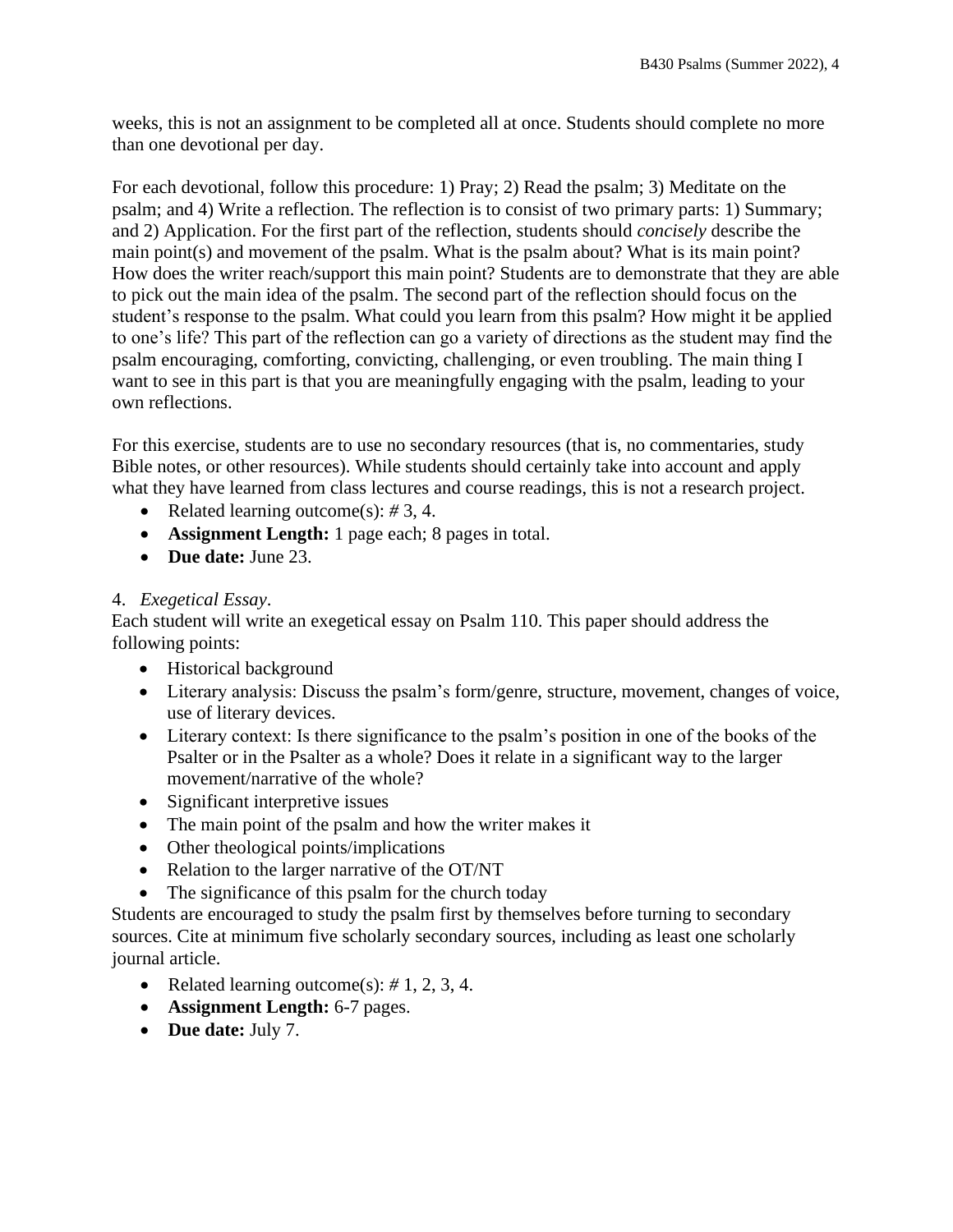weeks, this is not an assignment to be completed all at once. Students should complete no more than one devotional per day.

For each devotional, follow this procedure: 1) Pray; 2) Read the psalm; 3) Meditate on the psalm; and 4) Write a reflection. The reflection is to consist of two primary parts: 1) Summary; and 2) Application. For the first part of the reflection, students should *concisely* describe the main point(s) and movement of the psalm. What is the psalm about? What is its main point? How does the writer reach/support this main point? Students are to demonstrate that they are able to pick out the main idea of the psalm. The second part of the reflection should focus on the student's response to the psalm. What could you learn from this psalm? How might it be applied to one's life? This part of the reflection can go a variety of directions as the student may find the psalm encouraging, comforting, convicting, challenging, or even troubling. The main thing I want to see in this part is that you are meaningfully engaging with the psalm, leading to your own reflections.

For this exercise, students are to use no secondary resources (that is, no commentaries, study Bible notes, or other resources). While students should certainly take into account and apply what they have learned from class lectures and course readings, this is not a research project.

- Related learning outcome(s): # 3, 4.
- **Assignment Length:** 1 page each; 8 pages in total.
- **Due date:** June 23.

4. *Exegetical Essay*.

Each student will write an exegetical essay on Psalm 110. This paper should address the following points:

- Historical background
- Literary analysis: Discuss the psalm's form/genre, structure, movement, changes of voice, use of literary devices.
- Literary context: Is there significance to the psalm's position in one of the books of the Psalter or in the Psalter as a whole? Does it relate in a significant way to the larger movement/narrative of the whole?
- Significant interpretive issues
- The main point of the psalm and how the writer makes it
- Other theological points/implications
- Relation to the larger narrative of the OT/NT
- The significance of this psalm for the church today

Students are encouraged to study the psalm first by themselves before turning to secondary sources. Cite at minimum five scholarly secondary sources, including as least one scholarly journal article.

- Related learning outcome(s): # 1, 2, 3, 4.
- **Assignment Length:** 6-7 pages.
- **Due date:** July 7.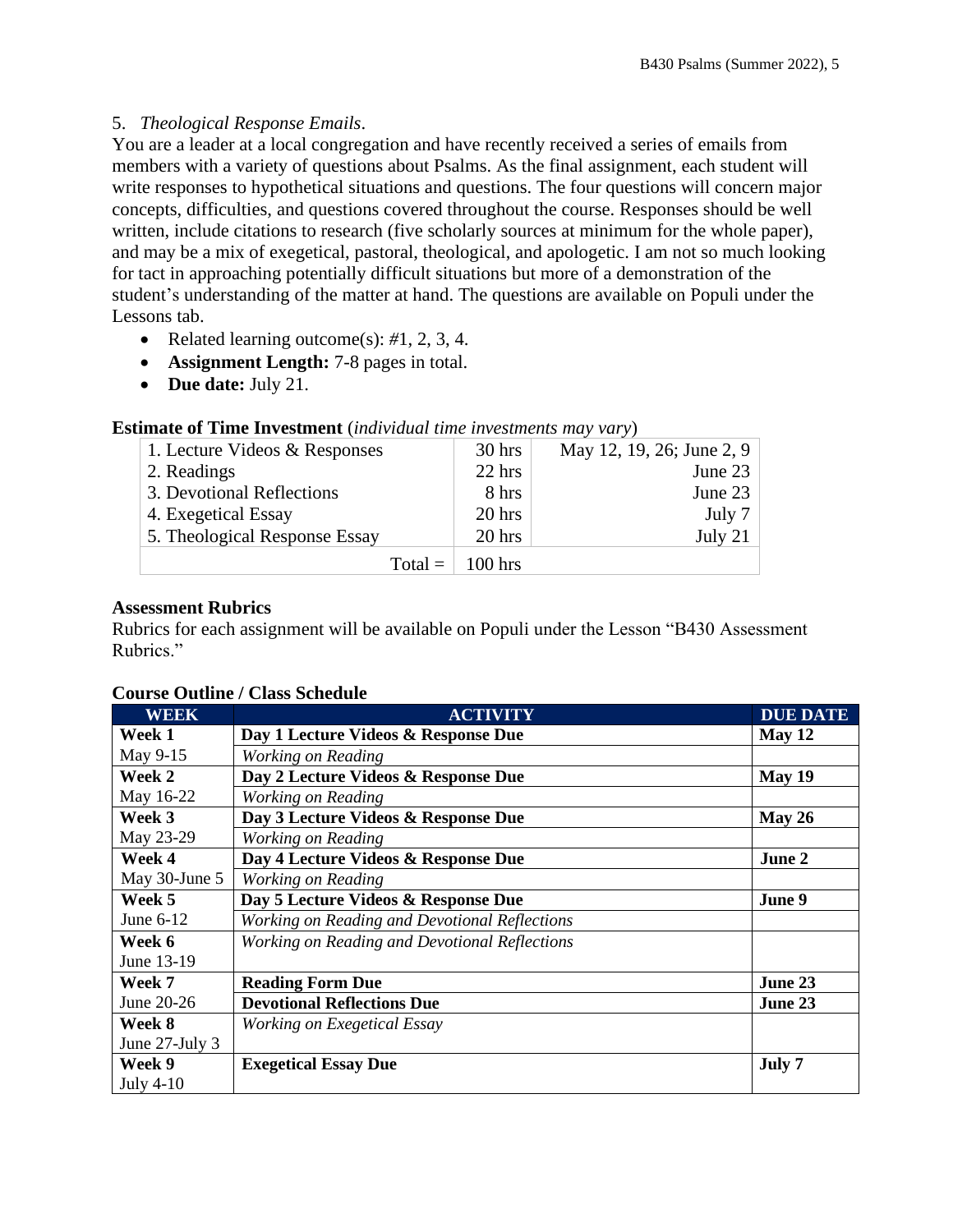5. *Theological Response Emails*.
You are a leader at a local congregation and have recently received a series of emails from members with a variety of questions about Psalms. As the final assignment, each student will write responses to hypothetical situations and questions. The four questions will concern major concepts, difficulties, and questions covered throughout the course. Responses should be well written, include citations to research (five scholarly sources at minimum for the whole paper), and may be a mix of exegetical, pastoral, theological, and apologetic. I am not so much looking for tact in approaching potentially difficult situations but more of a demonstration of the student's understanding of the matter at hand. The questions are available on Populi under the Lessons tab.

- Related learning outcome(s): #1, 2, 3, 4.
- **Assignment Length:** 7-8 pages in total.
- **Due date:** July 21.

**Estimate of Time Investment** (*individual time investments may vary*)

| | | |
|---|---|---|
| 1. Lecture Videos & Responses | 30 hrs | May 12, 19, 26; June 2, 9 |
| 2. Readings | 22 hrs | June 23 |
| 3. Devotional Reflections | 8 hrs | June 23 |
| 4. Exegetical Essay | 20 hrs | July 7 |
| 5. Theological Response Essay | 20 hrs | July 21 |
| Total = | 100 hrs | |

**Assessment Rubrics**
Rubrics for each assignment will be available on Populi under the Lesson "B430 Assessment Rubrics."

**Course Outline / Class Schedule**

| WEEK | ACTIVITY | DUE DATE |
|---|---|---|
| **Week 1** | **Day 1 Lecture Videos & Response Due** | **May 12** |
| May 9-15 | *Working on Reading* | |
| **Week 2** | **Day 2 Lecture Videos & Response Due** | **May 19** |
| May 16-22 | *Working on Reading* | |
| **Week 3** | **Day 3 Lecture Videos & Response Due** | **May 26** |
| May 23-29 | *Working on Reading* | |
| **Week 4** | **Day 4 Lecture Videos & Response Due** | **June 2** |
| May 30-June 5 | *Working on Reading* | |
| **Week 5** | **Day 5 Lecture Videos & Response Due** | **June 9** |
| June 6-12 | *Working on Reading and Devotional Reflections* | |
| **Week 6** June 13-19 | *Working on Reading and Devotional Reflections* | |
| **Week 7** | **Reading Form Due** | **June 23** |
| June 20-26 | **Devotional Reflections Due** | **June 23** |
| **Week 8** June 27-July 3 | *Working on Exegetical Essay* | |
| **Week 9** July 4-10 | **Exegetical Essay Due** | **July 7** |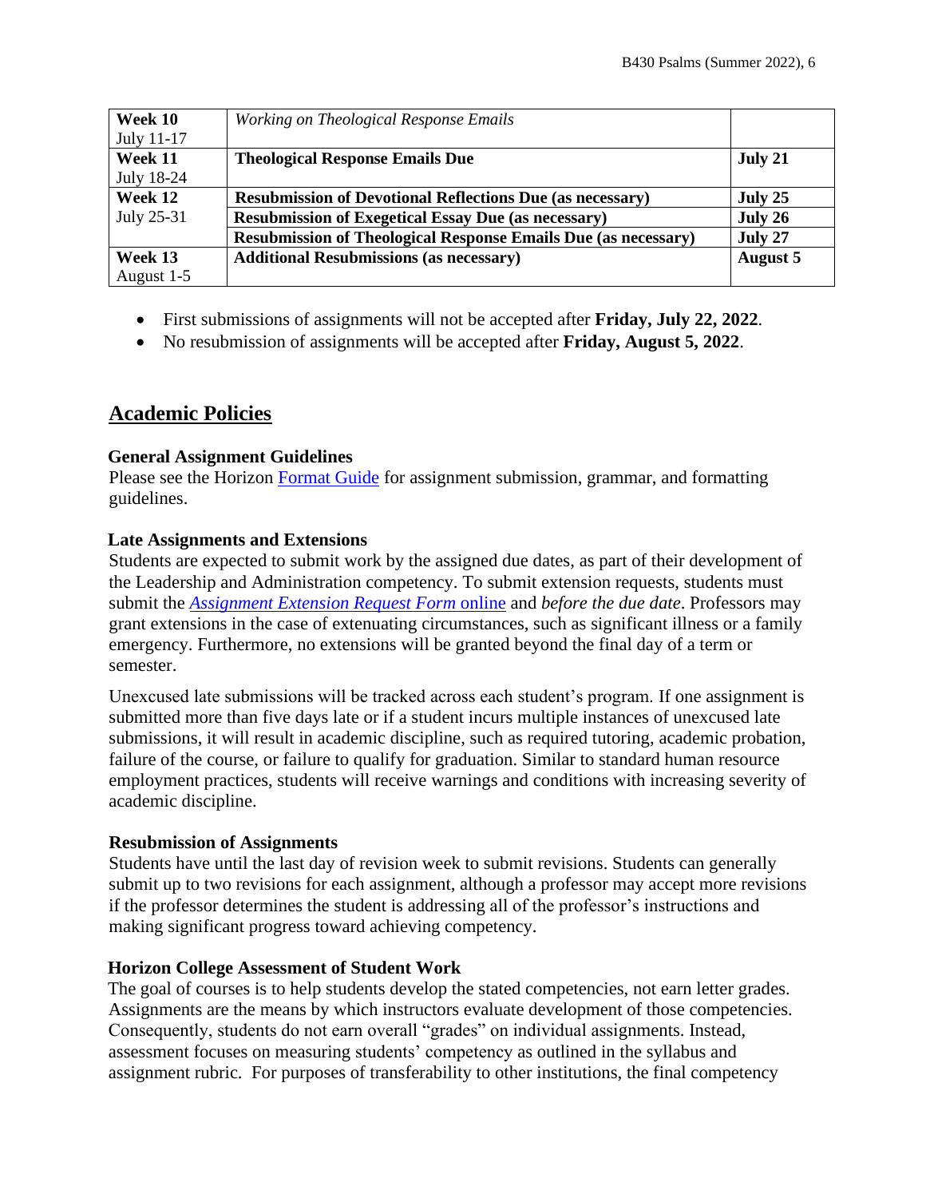| Week 10<br>July 11-17 | *Working on Theological Response Emails* | |
|---|---|---|
| **Week 11**<br>July 18-24 | **Theological Response Emails Due** | **July 21** |
| **Week 12**<br>July 25-31 | **Resubmission of Devotional Reflections Due (as necessary)** | **July 25** |
| | **Resubmission of Exegetical Essay Due (as necessary)** | **July 26** |
| | **Resubmission of Theological Response Emails Due (as necessary)** | **July 27** |
| **Week 13**<br>August 1-5 | **Additional Resubmissions (as necessary)** | **August 5** |

- First submissions of assignments will not be accepted after **Friday, July 22, 2022**.
- No resubmission of assignments will be accepted after **Friday, August 5, 2022**.

## Academic Policies

### General Assignment Guidelines

Please see the Horizon Format Guide for assignment submission, grammar, and formatting guidelines.

### Late Assignments and Extensions

Students are expected to submit work by the assigned due dates, as part of their development of the Leadership and Administration competency. To submit extension requests, students must submit the *Assignment Extension Request Form* online and *before the due date*. Professors may grant extensions in the case of extenuating circumstances, such as significant illness or a family emergency. Furthermore, no extensions will be granted beyond the final day of a term or semester.

Unexcused late submissions will be tracked across each student's program. If one assignment is submitted more than five days late or if a student incurs multiple instances of unexcused late submissions, it will result in academic discipline, such as required tutoring, academic probation, failure of the course, or failure to qualify for graduation. Similar to standard human resource employment practices, students will receive warnings and conditions with increasing severity of academic discipline.

### Resubmission of Assignments

Students have until the last day of revision week to submit revisions. Students can generally submit up to two revisions for each assignment, although a professor may accept more revisions if the professor determines the student is addressing all of the professor's instructions and making significant progress toward achieving competency.

### Horizon College Assessment of Student Work

The goal of courses is to help students develop the stated competencies, not earn letter grades. Assignments are the means by which instructors evaluate development of those competencies. Consequently, students do not earn overall "grades" on individual assignments. Instead, assessment focuses on measuring students' competency as outlined in the syllabus and assignment rubric. For purposes of transferability to other institutions, the final competency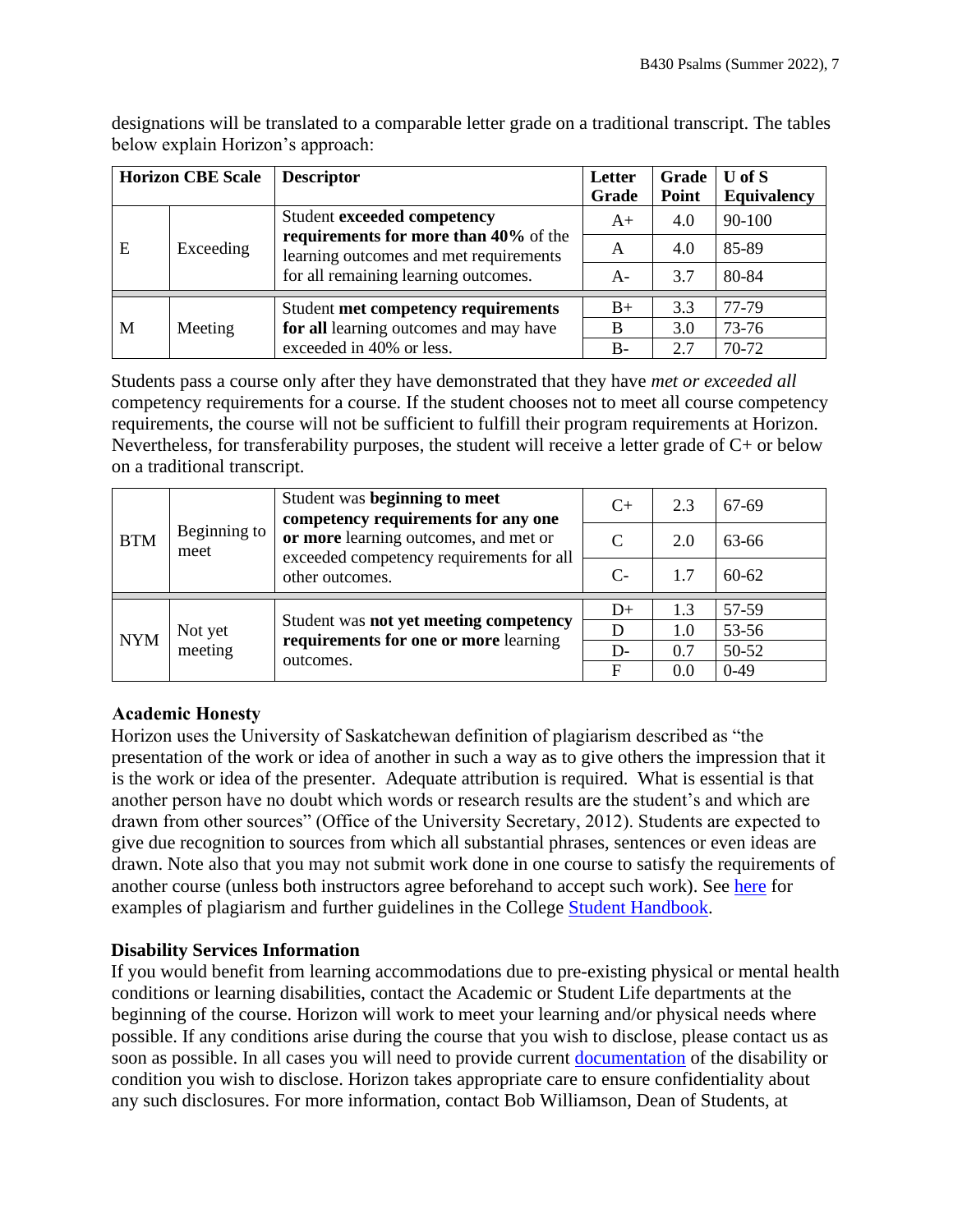designations will be translated to a comparable letter grade on a traditional transcript. The tables below explain Horizon's approach:

| Horizon CBE Scale | | Descriptor | Letter Grade | Grade Point | U of S Equivalency |
|---|---|---|---|---|---|
| E | Exceeding | Student **exceeded competency requirements for more than 40%** of the learning outcomes and met requirements for all remaining learning outcomes. | A+ | 4.0 | 90-100 |
| | | | A | 4.0 | 85-89 |
| | | | A- | 3.7 | 80-84 |
| M | Meeting | Student **met competency requirements for all** learning outcomes and may have exceeded in 40% or less. | B+ | 3.3 | 77-79 |
| | | | B | 3.0 | 73-76 |
| | | | B- | 2.7 | 70-72 |

Students pass a course only after they have demonstrated that they have *met or exceeded all* competency requirements for a course. If the student chooses not to meet all course competency requirements, the course will not be sufficient to fulfill their program requirements at Horizon. Nevertheless, for transferability purposes, the student will receive a letter grade of C+ or below on a traditional transcript.

| | | | | | |
|---|---|---|---|---|---|
| BTM | Beginning to meet | Student was **beginning to meet competency requirements for any one or more** learning outcomes, and met or exceeded competency requirements for all other outcomes. | C+ | 2.3 | 67-69 |
| | | | C | 2.0 | 63-66 |
| | | | C- | 1.7 | 60-62 |
| NYM | Not yet meeting | Student was **not yet meeting competency requirements for one or more** learning outcomes. | D+ | 1.3 | 57-59 |
| | | | D | 1.0 | 53-56 |
| | | | D- | 0.7 | 50-52 |
| | | | F | 0.0 | 0-49 |

### Academic Honesty

Horizon uses the University of Saskatchewan definition of plagiarism described as "the presentation of the work or idea of another in such a way as to give others the impression that it is the work or idea of the presenter. Adequate attribution is required. What is essential is that another person have no doubt which words or research results are the student's and which are drawn from other sources" (Office of the University Secretary, 2012). Students are expected to give due recognition to sources from which all substantial phrases, sentences or even ideas are drawn. Note also that you may not submit work done in one course to satisfy the requirements of another course (unless both instructors agree beforehand to accept such work). See here for examples of plagiarism and further guidelines in the College Student Handbook.

### Disability Services Information

If you would benefit from learning accommodations due to pre-existing physical or mental health conditions or learning disabilities, contact the Academic or Student Life departments at the beginning of the course. Horizon will work to meet your learning and/or physical needs where possible. If any conditions arise during the course that you wish to disclose, please contact us as soon as possible. In all cases you will need to provide current documentation of the disability or condition you wish to disclose. Horizon takes appropriate care to ensure confidentiality about any such disclosures. For more information, contact Bob Williamson, Dean of Students, at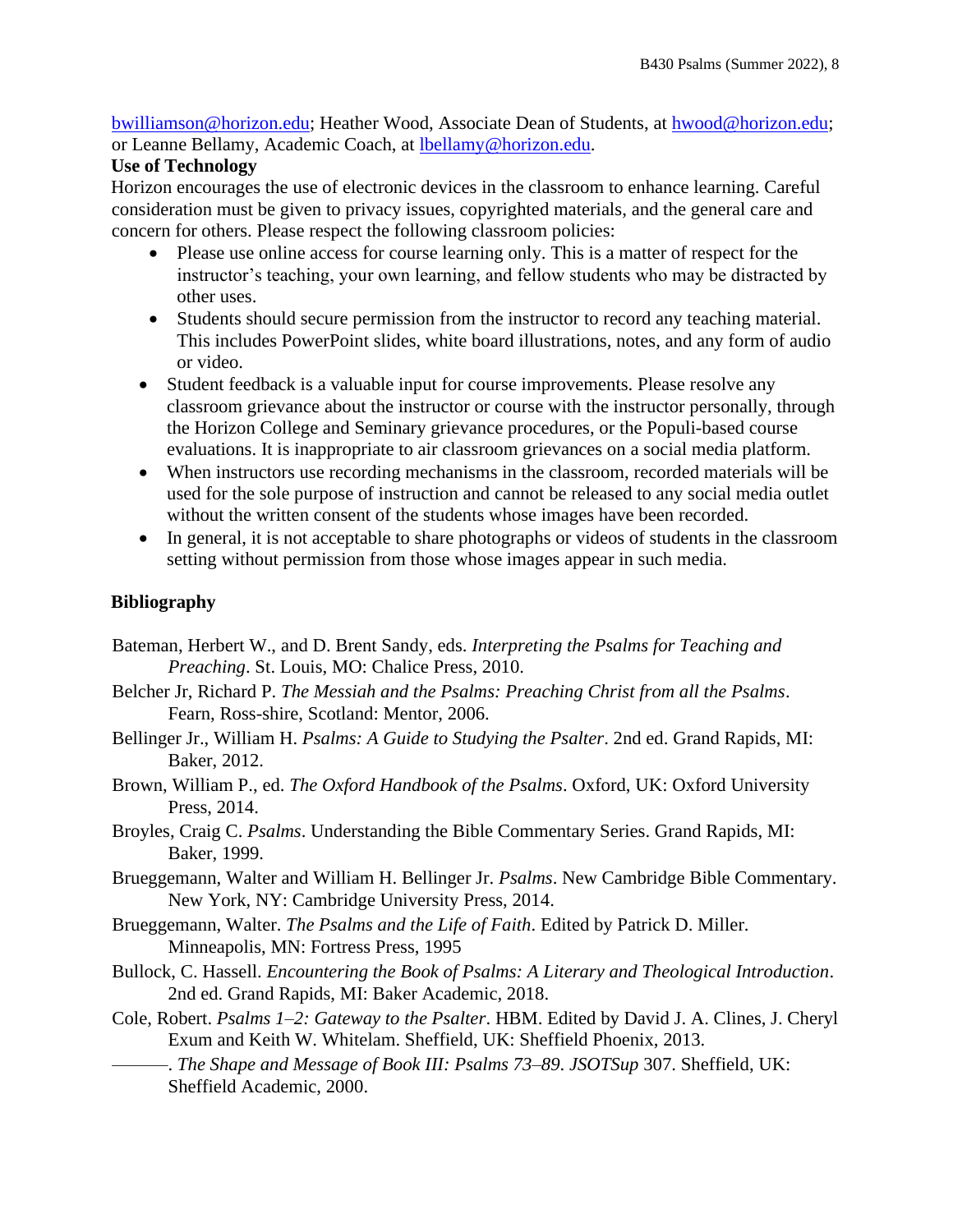bwilliamson@horizon.edu; Heather Wood, Associate Dean of Students, at hwood@horizon.edu; or Leanne Bellamy, Academic Coach, at lbellamy@horizon.edu.

**Use of Technology**

Horizon encourages the use of electronic devices in the classroom to enhance learning. Careful consideration must be given to privacy issues, copyrighted materials, and the general care and concern for others. Please respect the following classroom policies:

- Please use online access for course learning only. This is a matter of respect for the instructor's teaching, your own learning, and fellow students who may be distracted by other uses.
- Students should secure permission from the instructor to record any teaching material. This includes PowerPoint slides, white board illustrations, notes, and any form of audio or video.
- Student feedback is a valuable input for course improvements. Please resolve any classroom grievance about the instructor or course with the instructor personally, through the Horizon College and Seminary grievance procedures, or the Populi-based course evaluations. It is inappropriate to air classroom grievances on a social media platform.
- When instructors use recording mechanisms in the classroom, recorded materials will be used for the sole purpose of instruction and cannot be released to any social media outlet without the written consent of the students whose images have been recorded.
- In general, it is not acceptable to share photographs or videos of students in the classroom setting without permission from those whose images appear in such media.

## Bibliography

Bateman, Herbert W., and D. Brent Sandy, eds. *Interpreting the Psalms for Teaching and Preaching*. St. Louis, MO: Chalice Press, 2010.

Belcher Jr, Richard P. *The Messiah and the Psalms: Preaching Christ from all the Psalms*. Fearn, Ross-shire, Scotland: Mentor, 2006.

Bellinger Jr., William H. *Psalms: A Guide to Studying the Psalter*. 2nd ed. Grand Rapids, MI: Baker, 2012.

Brown, William P., ed. *The Oxford Handbook of the Psalms*. Oxford, UK: Oxford University Press, 2014.

Broyles, Craig C. *Psalms*. Understanding the Bible Commentary Series. Grand Rapids, MI: Baker, 1999.

Brueggemann, Walter and William H. Bellinger Jr. *Psalms*. New Cambridge Bible Commentary. New York, NY: Cambridge University Press, 2014.

Brueggemann, Walter. *The Psalms and the Life of Faith*. Edited by Patrick D. Miller. Minneapolis, MN: Fortress Press, 1995

Bullock, C. Hassell. *Encountering the Book of Psalms: A Literary and Theological Introduction*. 2nd ed. Grand Rapids, MI: Baker Academic, 2018.

Cole, Robert. *Psalms 1–2: Gateway to the Psalter*. HBM. Edited by David J. A. Clines, J. Cheryl Exum and Keith W. Whitelam. Sheffield, UK: Sheffield Phoenix, 2013.

———. *The Shape and Message of Book III: Psalms 73–89*. *JSOTSup* 307. Sheffield, UK: Sheffield Academic, 2000.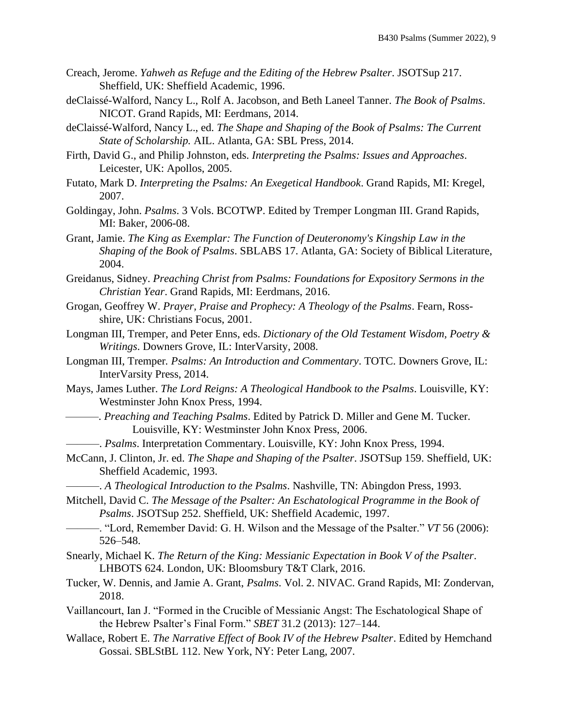Creach, Jerome. *Yahweh as Refuge and the Editing of the Hebrew Psalter*. JSOTSup 217. Sheffield, UK: Sheffield Academic, 1996.

deClaissé-Walford, Nancy L., Rolf A. Jacobson, and Beth Laneel Tanner. *The Book of Psalms*. NICOT. Grand Rapids, MI: Eerdmans, 2014.

deClaissé-Walford, Nancy L., ed. *The Shape and Shaping of the Book of Psalms: The Current State of Scholarship.* AIL. Atlanta, GA: SBL Press, 2014.

Firth, David G., and Philip Johnston, eds. *Interpreting the Psalms: Issues and Approaches*. Leicester, UK: Apollos, 2005.

Futato, Mark D. *Interpreting the Psalms: An Exegetical Handbook*. Grand Rapids, MI: Kregel, 2007.

Goldingay, John. *Psalms*. 3 Vols. BCOTWP. Edited by Tremper Longman III. Grand Rapids, MI: Baker, 2006-08.

Grant, Jamie. *The King as Exemplar: The Function of Deuteronomy's Kingship Law in the Shaping of the Book of Psalms*. SBLABS 17. Atlanta, GA: Society of Biblical Literature, 2004.

Greidanus, Sidney. *Preaching Christ from Psalms: Foundations for Expository Sermons in the Christian Year*. Grand Rapids, MI: Eerdmans, 2016.

Grogan, Geoffrey W. *Prayer, Praise and Prophecy: A Theology of the Psalms*. Fearn, Ross-shire, UK: Christians Focus, 2001.

Longman III, Tremper, and Peter Enns, eds. *Dictionary of the Old Testament Wisdom, Poetry & Writings*. Downers Grove, IL: InterVarsity, 2008.

Longman III, Tremper. *Psalms: An Introduction and Commentary*. TOTC. Downers Grove, IL: InterVarsity Press, 2014.

Mays, James Luther. *The Lord Reigns: A Theological Handbook to the Psalms*. Louisville, KY: Westminster John Knox Press, 1994.

———. *Preaching and Teaching Psalms*. Edited by Patrick D. Miller and Gene M. Tucker. Louisville, KY: Westminster John Knox Press, 2006.

———. *Psalms*. Interpretation Commentary. Louisville, KY: John Knox Press, 1994.

McCann, J. Clinton, Jr. ed. *The Shape and Shaping of the Psalter*. JSOTSup 159. Sheffield, UK: Sheffield Academic, 1993.

———. *A Theological Introduction to the Psalms*. Nashville, TN: Abingdon Press, 1993.

Mitchell, David C. *The Message of the Psalter: An Eschatological Programme in the Book of Psalms*. JSOTSup 252. Sheffield, UK: Sheffield Academic, 1997.

———. "Lord, Remember David: G. H. Wilson and the Message of the Psalter." *VT* 56 (2006): 526–548.

Snearly, Michael K. *The Return of the King: Messianic Expectation in Book V of the Psalter*. LHBOTS 624. London, UK: Bloomsbury T&T Clark, 2016.

Tucker, W. Dennis, and Jamie A. Grant, *Psalms*. Vol. 2. NIVAC. Grand Rapids, MI: Zondervan, 2018.

Vaillancourt, Ian J. "Formed in the Crucible of Messianic Angst: The Eschatological Shape of the Hebrew Psalter's Final Form." *SBET* 31.2 (2013): 127–144.

Wallace, Robert E. *The Narrative Effect of Book IV of the Hebrew Psalter*. Edited by Hemchand Gossai. SBLStBL 112. New York, NY: Peter Lang, 2007.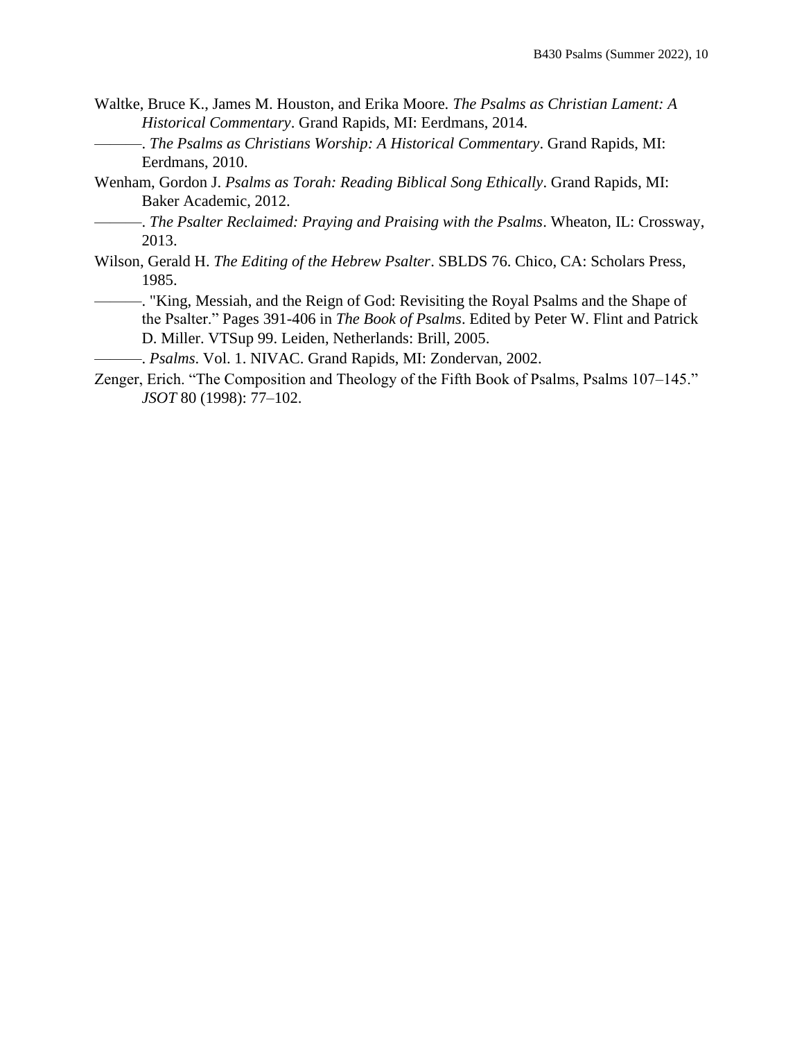Waltke, Bruce K., James M. Houston, and Erika Moore. *The Psalms as Christian Lament: A Historical Commentary*. Grand Rapids, MI: Eerdmans, 2014.

———. *The Psalms as Christians Worship: A Historical Commentary*. Grand Rapids, MI: Eerdmans, 2010.

Wenham, Gordon J. *Psalms as Torah: Reading Biblical Song Ethically*. Grand Rapids, MI: Baker Academic, 2012.

———. *The Psalter Reclaimed: Praying and Praising with the Psalms*. Wheaton, IL: Crossway, 2013.

Wilson, Gerald H. *The Editing of the Hebrew Psalter*. SBLDS 76. Chico, CA: Scholars Press, 1985.

———. "King, Messiah, and the Reign of God: Revisiting the Royal Psalms and the Shape of the Psalter." Pages 391-406 in *The Book of Psalms*. Edited by Peter W. Flint and Patrick D. Miller. VTSup 99. Leiden, Netherlands: Brill, 2005.

———. *Psalms*. Vol. 1. NIVAC. Grand Rapids, MI: Zondervan, 2002.

Zenger, Erich. "The Composition and Theology of the Fifth Book of Psalms, Psalms 107–145." *JSOT* 80 (1998): 77–102.